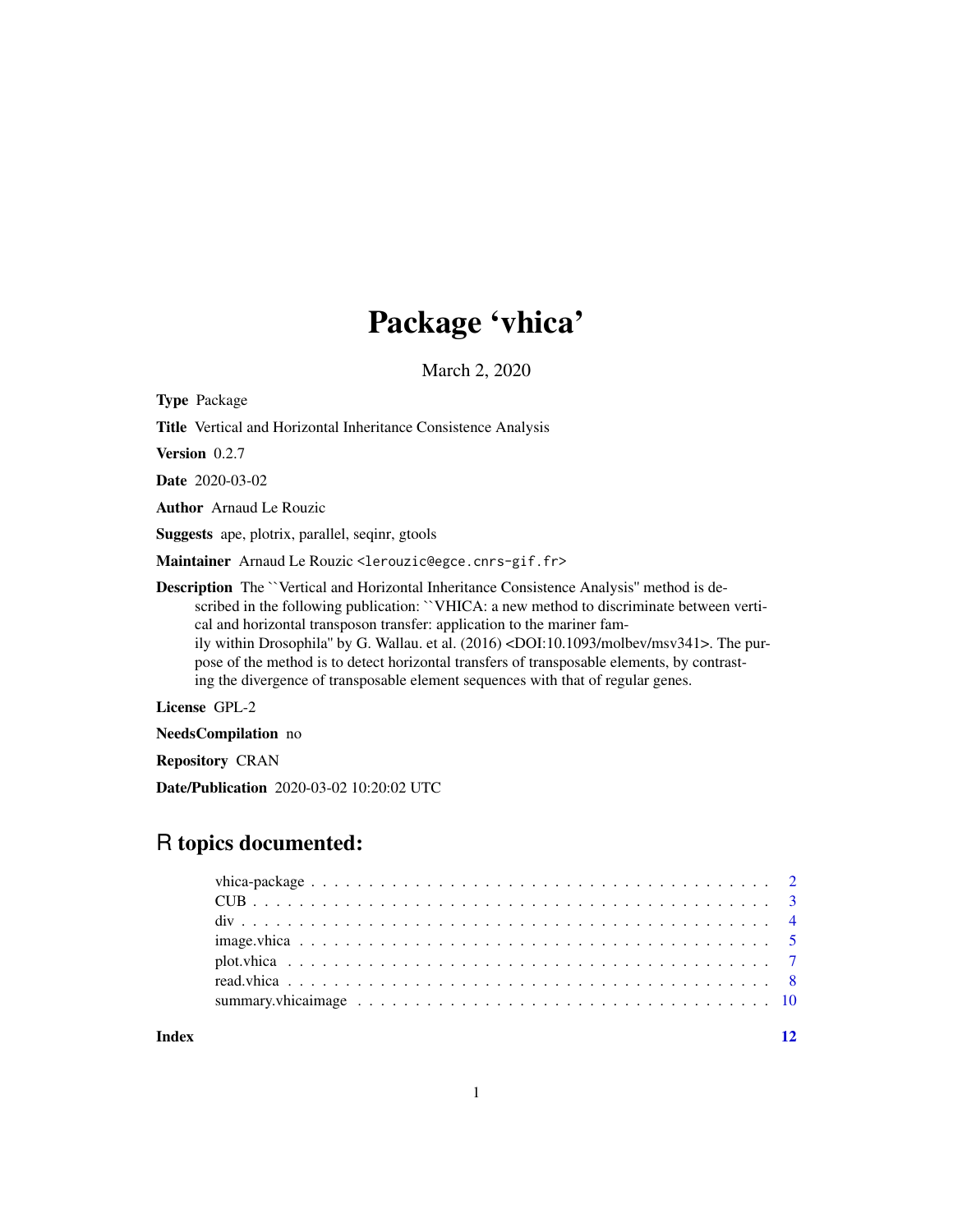# Package 'vhica'

March 2, 2020

**Type** Package

**Title** Vertical and Horizontal Inheritance Consistence Analysis

**Version** 0.2.7

**Date** 2020-03-02

**Author** Arnaud Le Rouzic

**Suggests** ape, plotrix, parallel, seqinr, gtools

**Maintainer** Arnaud Le Rouzic <lerouzic@egce.cnrs-gif.fr>

**Description** The ``Vertical and Horizontal Inheritance Consistence Analysis'' method is described in the following publication: ``VHICA: a new method to discriminate between vertical and horizontal transposon transfer: application to the mariner family within Drosophila'' by G. Wallau. et al. (2016) <DOI:10.1093/molbev/msv341>. The purpose of the method is to detect horizontal transfers of transposable elements, by contrasting the divergence of transposable element sequences with that of regular genes.

**License** GPL-2

**NeedsCompilation** no

**Repository** CRAN

**Date/Publication** 2020-03-02 10:20:02 UTC

## R topics documented:

- vhica-package . . . . . . . . . . . . . . . . . . . . . . . . . . . . . . . . . . . . . . . . 2
- CUB . . . . . . . . . . . . . . . . . . . . . . . . . . . . . . . . . . . . . . . . . . . . . 3
- div . . . . . . . . . . . . . . . . . . . . . . . . . . . . . . . . . . . . . . . . . . . . . 4
- image.vhica . . . . . . . . . . . . . . . . . . . . . . . . . . . . . . . . . . . . . . . . . 5
- plot.vhica . . . . . . . . . . . . . . . . . . . . . . . . . . . . . . . . . . . . . . . . . . 7
- read.vhica . . . . . . . . . . . . . . . . . . . . . . . . . . . . . . . . . . . . . . . . . . 8
- summary.vhicaimage . . . . . . . . . . . . . . . . . . . . . . . . . . . . . . . . . . . . 10

**Index** 12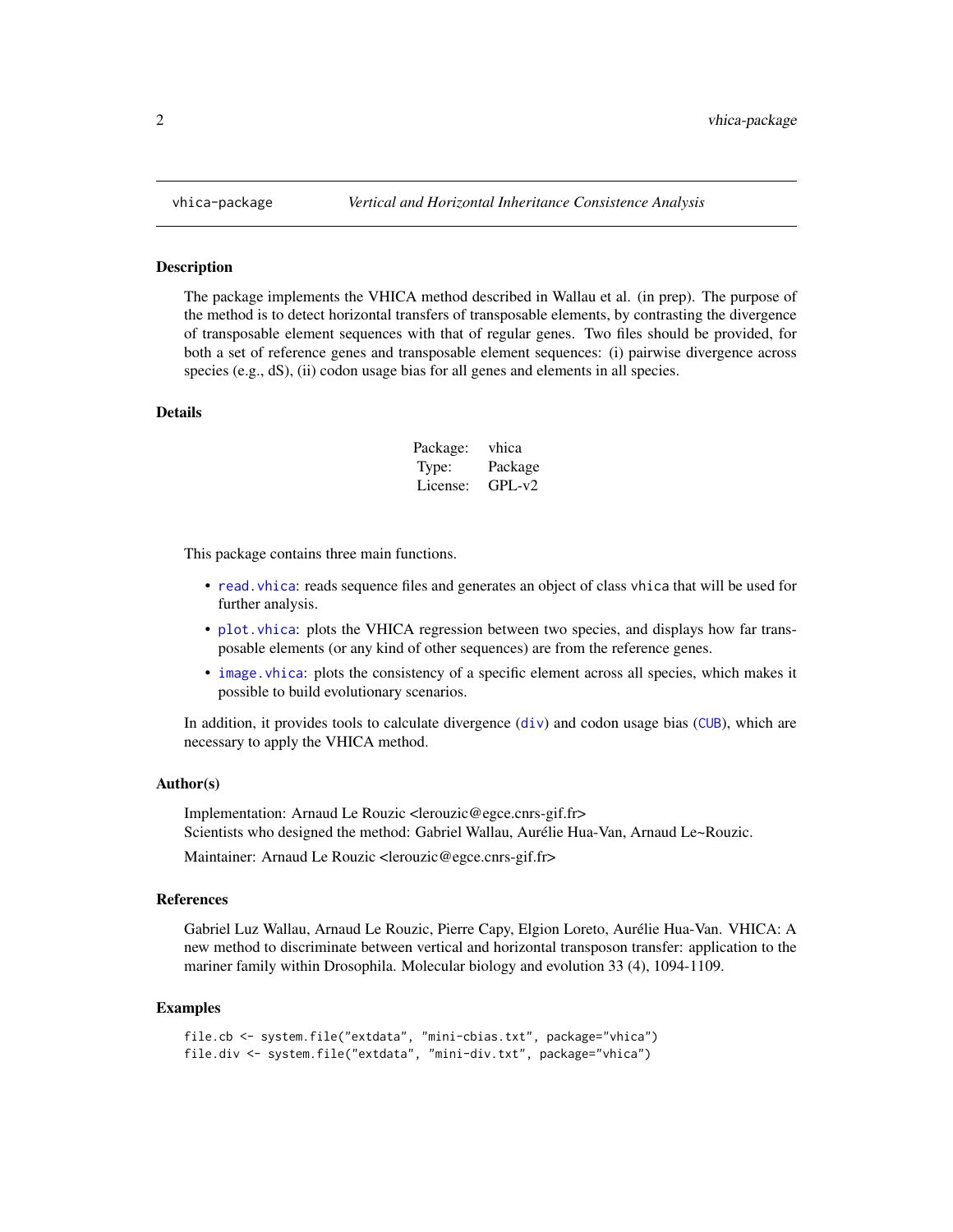vhica-package — *Vertical and Horizontal Inheritance Consistence Analysis*

## Description

The package implements the VHICA method described in Wallau et al. (in prep). The purpose of the method is to detect horizontal transfers of transposable elements, by contrasting the divergence of transposable element sequences with that of regular genes. Two files should be provided, for both a set of reference genes and transposable element sequences: (i) pairwise divergence across species (e.g., dS), (ii) codon usage bias for all genes and elements in all species.

## Details

| | |
|---|---|
| Package: | vhica |
| Type: | Package |
| License: | GPL-v2 |

This package contains three main functions.

- `read.vhica`: reads sequence files and generates an object of class `vhica` that will be used for further analysis.
- `plot.vhica`: plots the VHICA regression between two species, and displays how far transposable elements (or any kind of other sequences) are from the reference genes.
- `image.vhica`: plots the consistency of a specific element across all species, which makes it possible to build evolutionary scenarios.

In addition, it provides tools to calculate divergence (`div`) and codon usage bias (`CUB`), which are necessary to apply the VHICA method.

## Author(s)

Implementation: Arnaud Le Rouzic <lerouzic@egce.cnrs-gif.fr>
Scientists who designed the method: Gabriel Wallau, Aurélie Hua-Van, Arnaud Le~Rouzic.

Maintainer: Arnaud Le Rouzic <lerouzic@egce.cnrs-gif.fr>

## References

Gabriel Luz Wallau, Arnaud Le Rouzic, Pierre Capy, Elgion Loreto, Aurélie Hua-Van. VHICA: A new method to discriminate between vertical and horizontal transposon transfer: application to the mariner family within Drosophila. Molecular biology and evolution 33 (4), 1094-1109.

## Examples

```
file.cb <- system.file("extdata", "mini-cbias.txt", package="vhica")
file.div <- system.file("extdata", "mini-div.txt", package="vhica")
```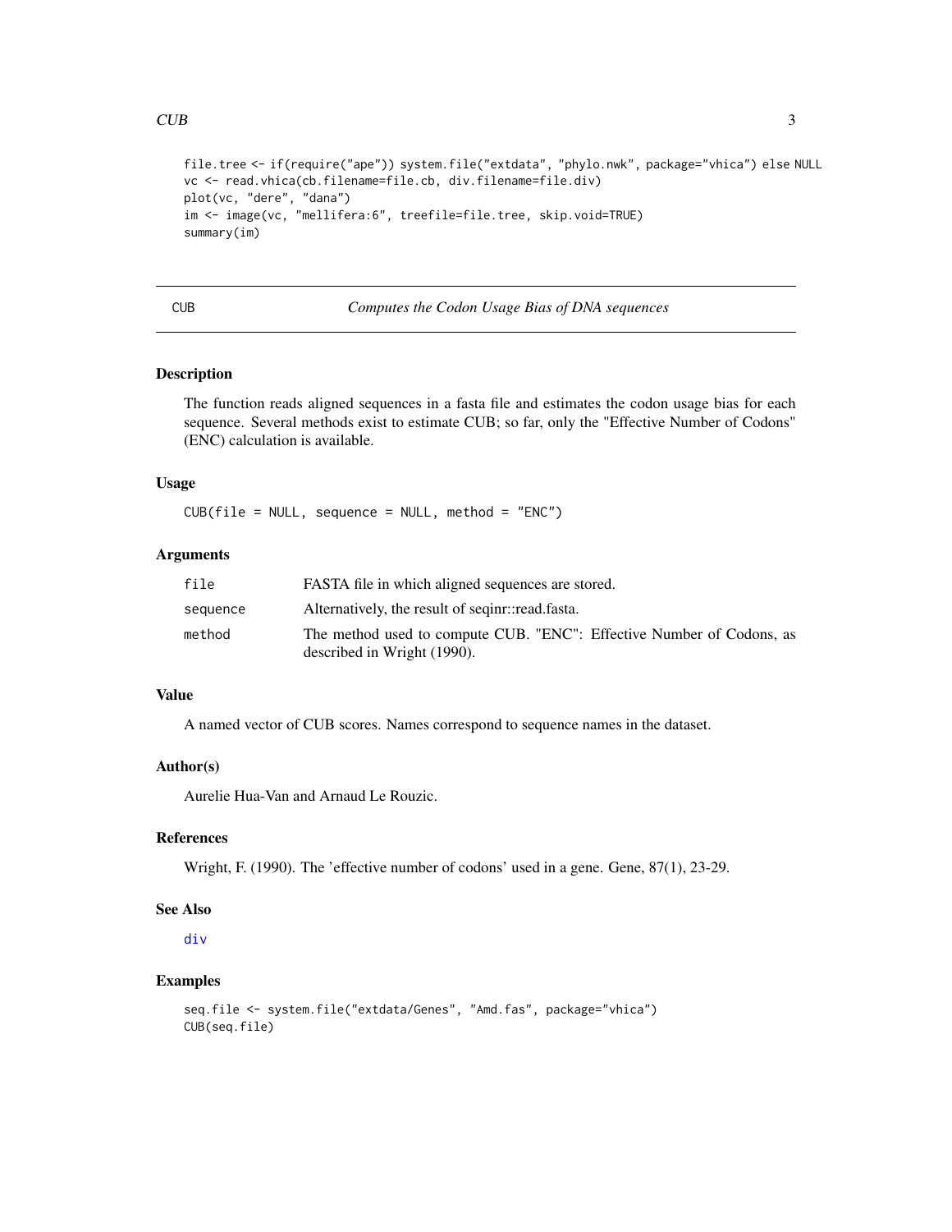```
file.tree <- if(require("ape")) system.file("extdata", "phylo.nwk", package="vhica") else NULL
vc <- read.vhica(cb.filename=file.cb, div.filename=file.div)
plot(vc, "dere", "dana")
im <- image(vc, "mellifera:6", treefile=file.tree, skip.void=TRUE)
summary(im)
```

---

## CUB — *Computes the Codon Usage Bias of DNA sequences*

---

### Description

The function reads aligned sequences in a fasta file and estimates the codon usage bias for each sequence. Several methods exist to estimate CUB; so far, only the "Effective Number of Codons" (ENC) calculation is available.

### Usage

```
CUB(file = NULL, sequence = NULL, method = "ENC")
```

### Arguments

| | |
|---|---|
| `file` | FASTA file in which aligned sequences are stored. |
| `sequence` | Alternatively, the result of seqinr::read.fasta. |
| `method` | The method used to compute CUB. "ENC": Effective Number of Codons, as described in Wright (1990). |

### Value

A named vector of CUB scores. Names correspond to sequence names in the dataset.

### Author(s)

Aurelie Hua-Van and Arnaud Le Rouzic.

### References

Wright, F. (1990). The 'effective number of codons' used in a gene. Gene, 87(1), 23-29.

### See Also

`div`

### Examples

```
seq.file <- system.file("extdata/Genes", "Amd.fas", package="vhica")
CUB(seq.file)
```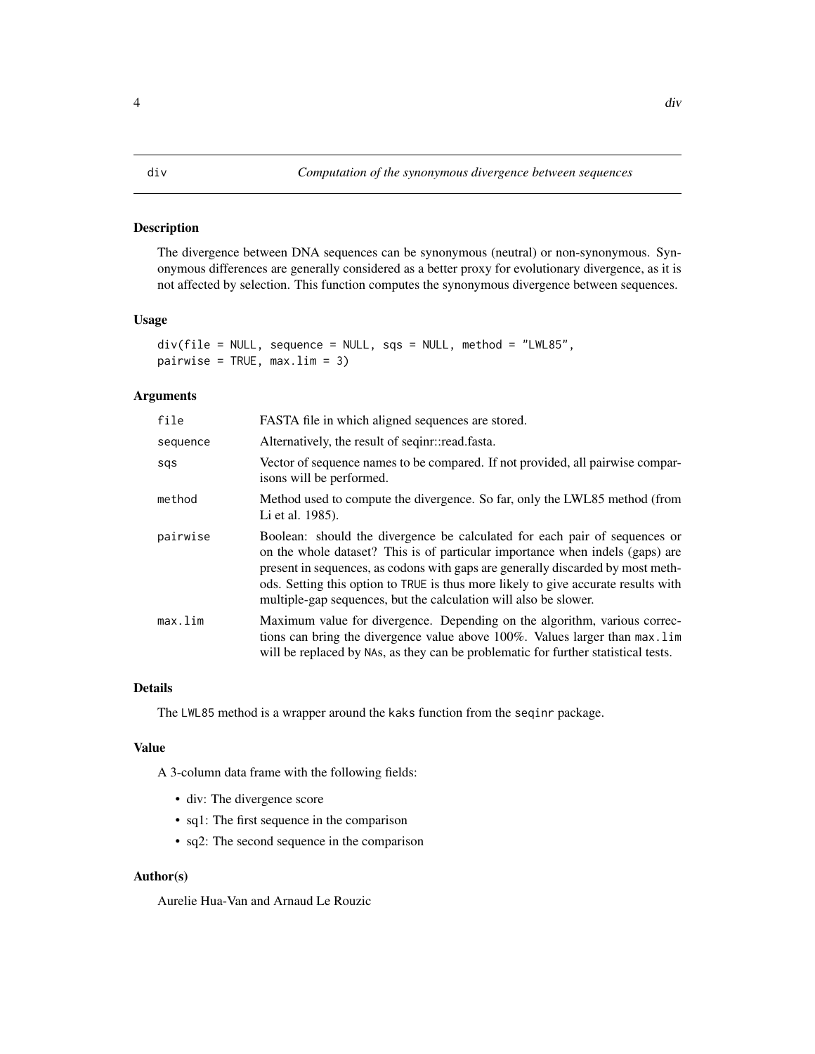# div — Computation of the synonymous divergence between sequences

## Description

The divergence between DNA sequences can be synonymous (neutral) or non-synonymous. Synonymous differences are generally considered as a better proxy for evolutionary divergence, as it is not affected by selection. This function computes the synonymous divergence between sequences.

## Usage

```
div(file = NULL, sequence = NULL, sqs = NULL, method = "LWL85",
pairwise = TRUE, max.lim = 3)
```

## Arguments

| | |
|---|---|
| `file` | FASTA file in which aligned sequences are stored. |
| `sequence` | Alternatively, the result of seqinr::read.fasta. |
| `sqs` | Vector of sequence names to be compared. If not provided, all pairwise comparisons will be performed. |
| `method` | Method used to compute the divergence. So far, only the LWL85 method (from Li et al. 1985). |
| `pairwise` | Boolean: should the divergence be calculated for each pair of sequences or on the whole dataset? This is of particular importance when indels (gaps) are present in sequences, as codons with gaps are generally discarded by most methods. Setting this option to `TRUE` is thus more likely to give accurate results with multiple-gap sequences, but the calculation will also be slower. |
| `max.lim` | Maximum value for divergence. Depending on the algorithm, various corrections can bring the divergence value above 100%. Values larger than `max.lim` will be replaced by `NA`s, as they can be problematic for further statistical tests. |

## Details

The `LWL85` method is a wrapper around the `kaks` function from the `seqinr` package.

## Value

A 3-column data frame with the following fields:

- div: The divergence score
- sq1: The first sequence in the comparison
- sq2: The second sequence in the comparison

## Author(s)

Aurelie Hua-Van and Arnaud Le Rouzic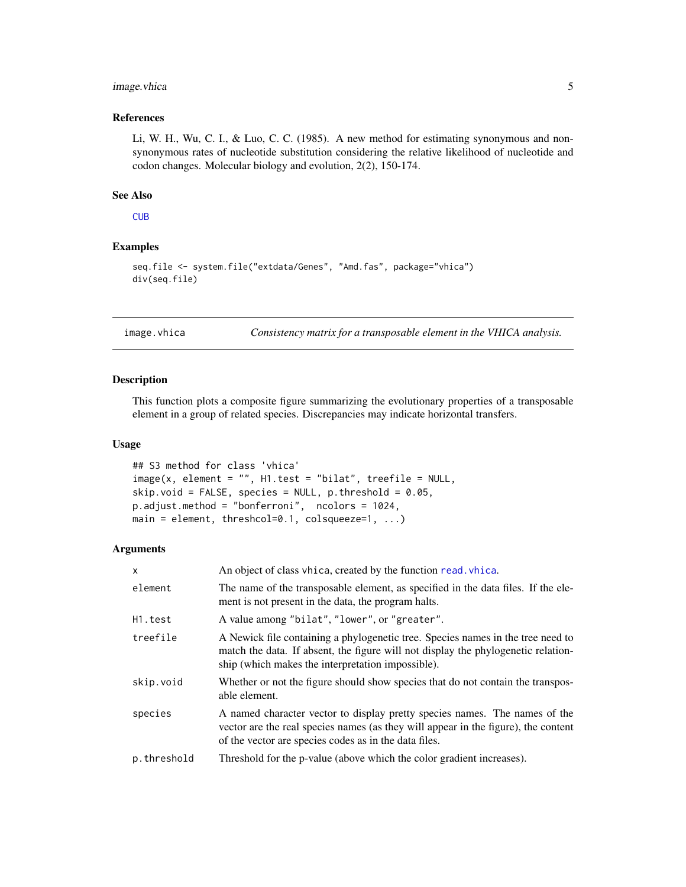### References

Li, W. H., Wu, C. I., & Luo, C. C. (1985). A new method for estimating synonymous and non-synonymous rates of nucleotide substitution considering the relative likelihood of nucleotide and codon changes. Molecular biology and evolution, 2(2), 150-174.

### See Also

CUB

### Examples

```
seq.file <- system.file("extdata/Genes", "Amd.fas", package="vhica")
div(seq.file)
```

---

## image.vhica — *Consistency matrix for a transposable element in the VHICA analysis.*

---

### Description

This function plots a composite figure summarizing the evolutionary properties of a transposable element in a group of related species. Discrepancies may indicate horizontal transfers.

### Usage

```
## S3 method for class 'vhica'
image(x, element = "", H1.test = "bilat", treefile = NULL,
skip.void = FALSE, species = NULL, p.threshold = 0.05,
p.adjust.method = "bonferroni",  ncolors = 1024,
main = element, threshcol=0.1, colsqueeze=1, ...)
```

### Arguments

| | |
|---|---|
| `x` | An object of class vhica, created by the function `read.vhica`. |
| `element` | The name of the transposable element, as specified in the data files. If the element is not present in the data, the program halts. |
| `H1.test` | A value among "bilat", "lower", or "greater". |
| `treefile` | A Newick file containing a phylogenetic tree. Species names in the tree need to match the data. If absent, the figure will not display the phylogenetic relationship (which makes the interpretation impossible). |
| `skip.void` | Whether or not the figure should show species that do not contain the transposable element. |
| `species` | A named character vector to display pretty species names. The names of the vector are the real species names (as they will appear in the figure), the content of the vector are species codes as in the data files. |
| `p.threshold` | Threshold for the p-value (above which the color gradient increases). |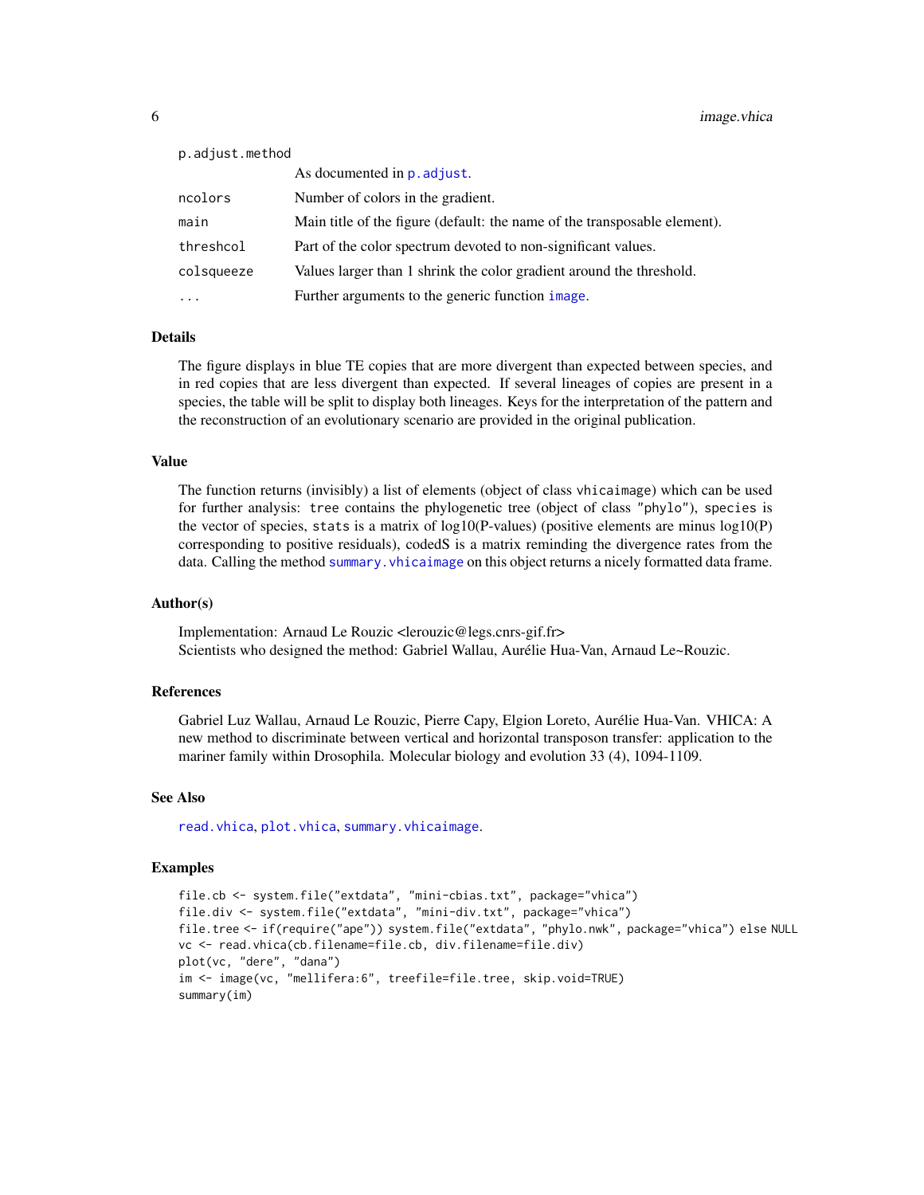| | |
|---|---|
| p.adjust.method | As documented in p.adjust. |
| ncolors | Number of colors in the gradient. |
| main | Main title of the figure (default: the name of the transposable element). |
| threshcol | Part of the color spectrum devoted to non-significant values. |
| colsqueeze | Values larger than 1 shrink the color gradient around the threshold. |
| ... | Further arguments to the generic function image. |

## Details

The figure displays in blue TE copies that are more divergent than expected between species, and in red copies that are less divergent than expected. If several lineages of copies are present in a species, the table will be split to display both lineages. Keys for the interpretation of the pattern and the reconstruction of an evolutionary scenario are provided in the original publication.

## Value

The function returns (invisibly) a list of elements (object of class `vhicaimage`) which can be used for further analysis: `tree` contains the phylogenetic tree (object of class `"phylo"`), `species` is the vector of species, `stats` is a matrix of log10(P-values) (positive elements are minus log10(P) corresponding to positive residuals), codedS is a matrix reminding the divergence rates from the data. Calling the method `summary.vhicaimage` on this object returns a nicely formatted data frame.

## Author(s)

Implementation: Arnaud Le Rouzic <lerouzic@legs.cnrs-gif.fr>
Scientists who designed the method: Gabriel Wallau, Aurélie Hua-Van, Arnaud Le~Rouzic.

## References

Gabriel Luz Wallau, Arnaud Le Rouzic, Pierre Capy, Elgion Loreto, Aurélie Hua-Van. VHICA: A new method to discriminate between vertical and horizontal transposon transfer: application to the mariner family within Drosophila. Molecular biology and evolution 33 (4), 1094-1109.

## See Also

`read.vhica`, `plot.vhica`, `summary.vhicaimage`.

## Examples

```
file.cb <- system.file("extdata", "mini-cbias.txt", package="vhica")
file.div <- system.file("extdata", "mini-div.txt", package="vhica")
file.tree <- if(require("ape")) system.file("extdata", "phylo.nwk", package="vhica") else NULL
vc <- read.vhica(cb.filename=file.cb, div.filename=file.div)
plot(vc, "dere", "dana")
im <- image(vc, "mellifera:6", treefile=file.tree, skip.void=TRUE)
summary(im)
```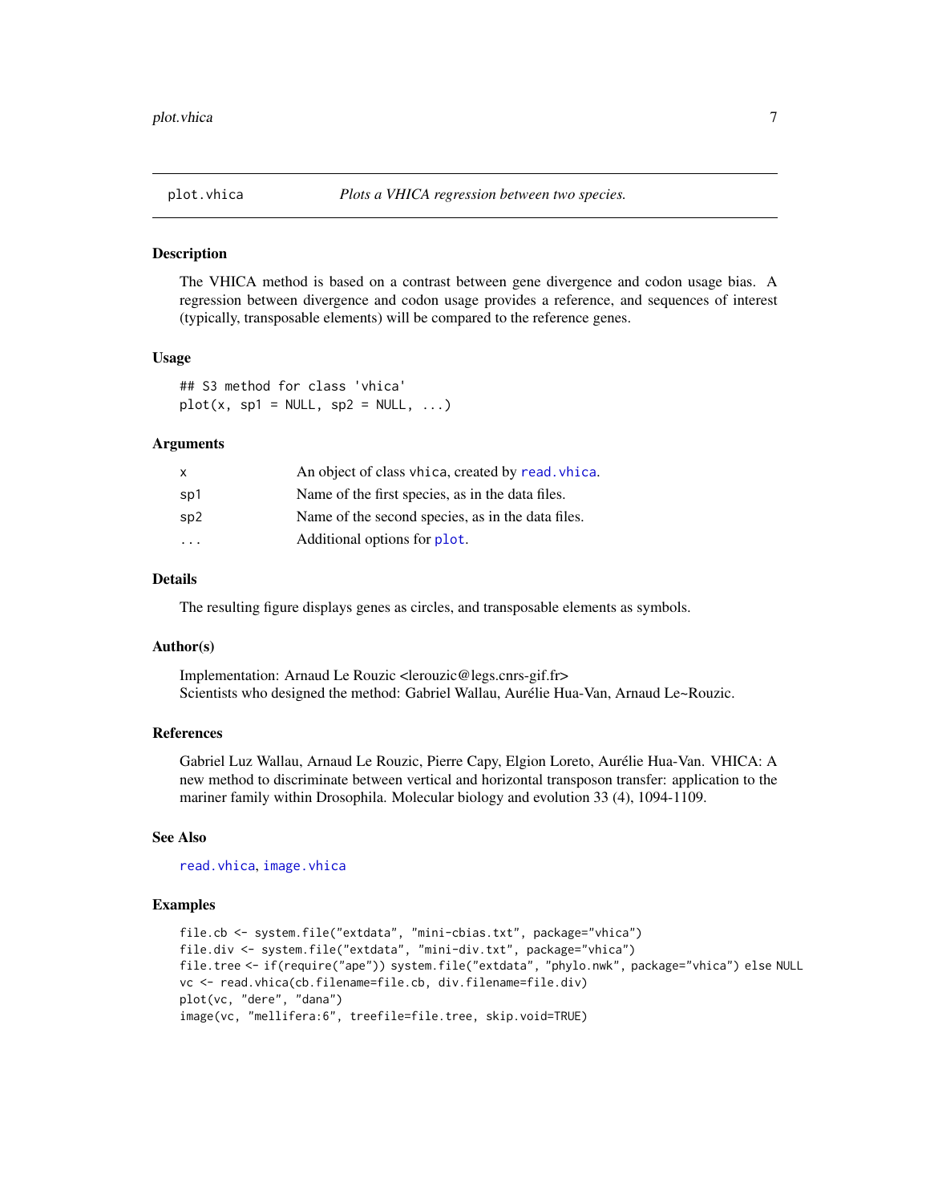## plot.vhica — *Plots a VHICA regression between two species.*

### Description

The VHICA method is based on a contrast between gene divergence and codon usage bias. A regression between divergence and codon usage provides a reference, and sequences of interest (typically, transposable elements) will be compared to the reference genes.

### Usage

```
## S3 method for class 'vhica'
plot(x, sp1 = NULL, sp2 = NULL, ...)
```

### Arguments

| | |
|---|---|
| x | An object of class vhica, created by read.vhica. |
| sp1 | Name of the first species, as in the data files. |
| sp2 | Name of the second species, as in the data files. |
| ... | Additional options for plot. |

### Details

The resulting figure displays genes as circles, and transposable elements as symbols.

### Author(s)

Implementation: Arnaud Le Rouzic <lerouzic@legs.cnrs-gif.fr>
Scientists who designed the method: Gabriel Wallau, Aurélie Hua-Van, Arnaud Le~Rouzic.

### References

Gabriel Luz Wallau, Arnaud Le Rouzic, Pierre Capy, Elgion Loreto, Aurélie Hua-Van. VHICA: A new method to discriminate between vertical and horizontal transposon transfer: application to the mariner family within Drosophila. Molecular biology and evolution 33 (4), 1094-1109.

### See Also

read.vhica, image.vhica

### Examples

```
file.cb <- system.file("extdata", "mini-cbias.txt", package="vhica")
file.div <- system.file("extdata", "mini-div.txt", package="vhica")
file.tree <- if(require("ape")) system.file("extdata", "phylo.nwk", package="vhica") else NULL
vc <- read.vhica(cb.filename=file.cb, div.filename=file.div)
plot(vc, "dere", "dana")
image(vc, "mellifera:6", treefile=file.tree, skip.void=TRUE)
```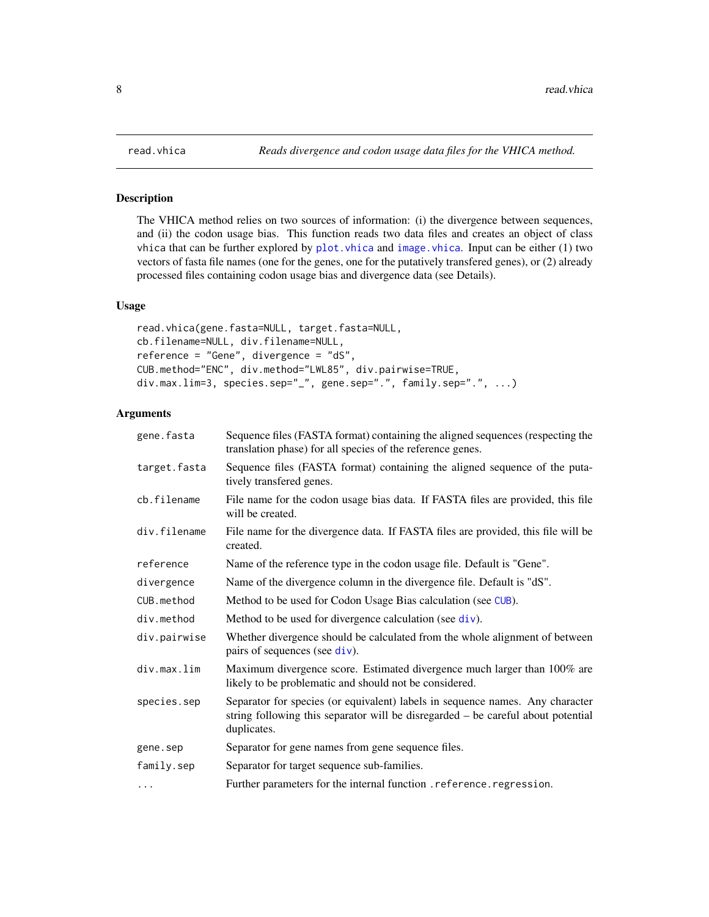read.vhica *Reads divergence and codon usage data files for the VHICA method.*

## Description

The VHICA method relies on two sources of information: (i) the divergence between sequences, and (ii) the codon usage bias. This function reads two data files and creates an object of class vhica that can be further explored by plot.vhica and image.vhica. Input can be either (1) two vectors of fasta file names (one for the genes, one for the putatively transfered genes), or (2) already processed files containing codon usage bias and divergence data (see Details).

## Usage

```
read.vhica(gene.fasta=NULL, target.fasta=NULL,
cb.filename=NULL, div.filename=NULL,
reference = "Gene", divergence = "dS",
CUB.method="ENC", div.method="LWL85", div.pairwise=TRUE,
div.max.lim=3, species.sep="_", gene.sep=".", family.sep=".", ...)
```

## Arguments

| | |
|---|---|
| gene.fasta | Sequence files (FASTA format) containing the aligned sequences (respecting the translation phase) for all species of the reference genes. |
| target.fasta | Sequence files (FASTA format) containing the aligned sequence of the putatively transfered genes. |
| cb.filename | File name for the codon usage bias data. If FASTA files are provided, this file will be created. |
| div.filename | File name for the divergence data. If FASTA files are provided, this file will be created. |
| reference | Name of the reference type in the codon usage file. Default is "Gene". |
| divergence | Name of the divergence column in the divergence file. Default is "dS". |
| CUB.method | Method to be used for Codon Usage Bias calculation (see CUB). |
| div.method | Method to be used for divergence calculation (see div). |
| div.pairwise | Whether divergence should be calculated from the whole alignment of between pairs of sequences (see div). |
| div.max.lim | Maximum divergence score. Estimated divergence much larger than 100% are likely to be problematic and should not be considered. |
| species.sep | Separator for species (or equivalent) labels in sequence names. Any character string following this separator will be disregarded – be careful about potential duplicates. |
| gene.sep | Separator for gene names from gene sequence files. |
| family.sep | Separator for target sequence sub-families. |
| ... | Further parameters for the internal function .reference.regression. |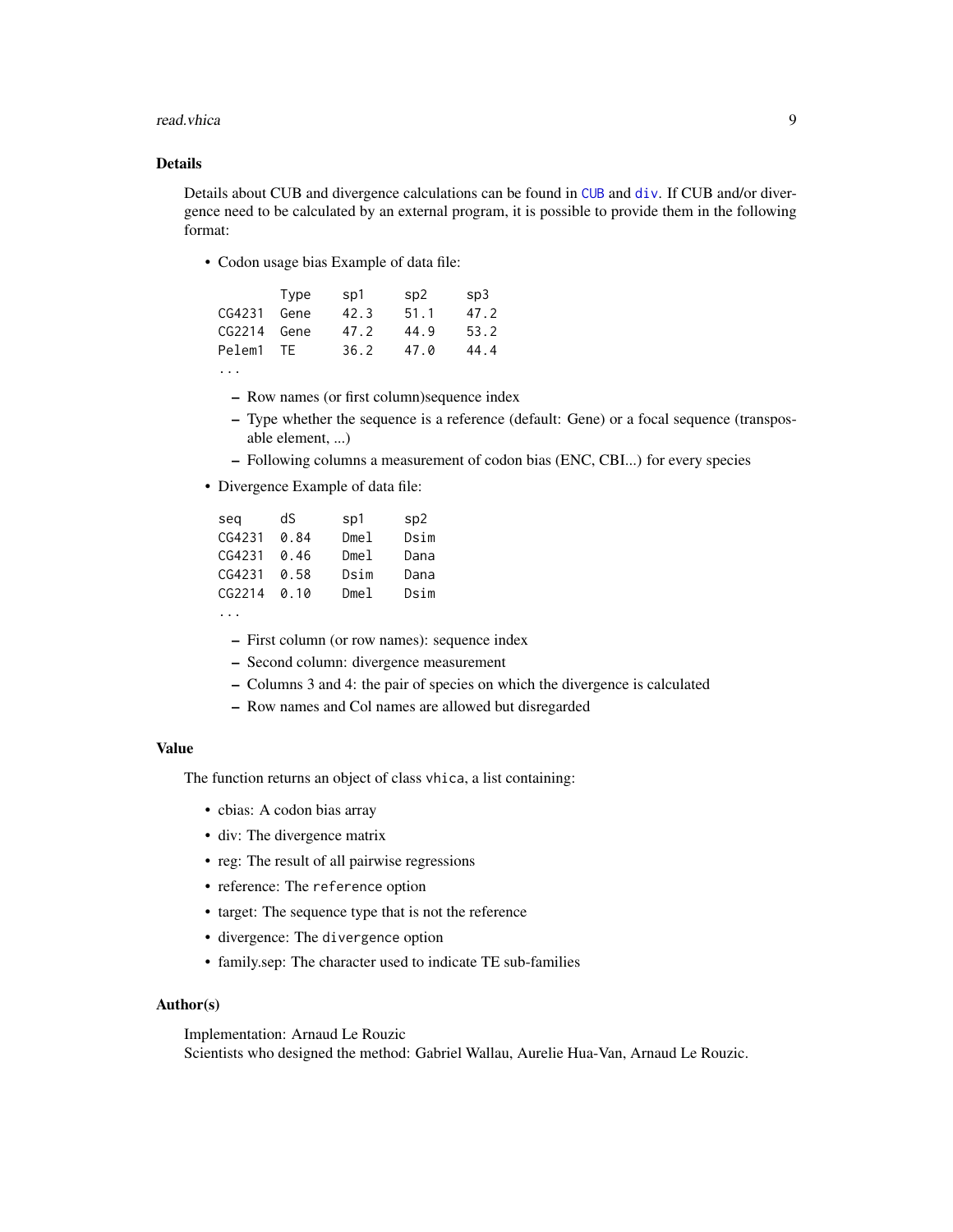### Details

Details about CUB and divergence calculations can be found in `CUB` and `div`. If CUB and/or divergence need to be calculated by an external program, it is possible to provide them in the following format:

- Codon usage bias Example of data file:

```
        Type    sp1     sp2     sp3
CG4231  Gene    42.3    51.1    47.2
CG2214  Gene    47.2    44.9    53.2
Pelem1  TE      36.2    47.0    44.4
...
```

  - Row names (or first column)sequence index
  - Type whether the sequence is a reference (default: Gene) or a focal sequence (transposable element, ...)
  - Following columns a measurement of codon bias (ENC, CBI...) for every species

- Divergence Example of data file:

```
seq     dS      sp1     sp2
CG4231  0.84    Dmel    Dsim
CG4231  0.46    Dmel    Dana
CG4231  0.58    Dsim    Dana
CG2214  0.10    Dmel    Dsim
...
```

  - First column (or row names): sequence index
  - Second column: divergence measurement
  - Columns 3 and 4: the pair of species on which the divergence is calculated
  - Row names and Col names are allowed but disregarded

### Value

The function returns an object of class `vhica`, a list containing:

- cbias: A codon bias array
- div: The divergence matrix
- reg: The result of all pairwise regressions
- reference: The `reference` option
- target: The sequence type that is not the reference
- divergence: The `divergence` option
- family.sep: The character used to indicate TE sub-families

### Author(s)

Implementation: Arnaud Le Rouzic
Scientists who designed the method: Gabriel Wallau, Aurelie Hua-Van, Arnaud Le Rouzic.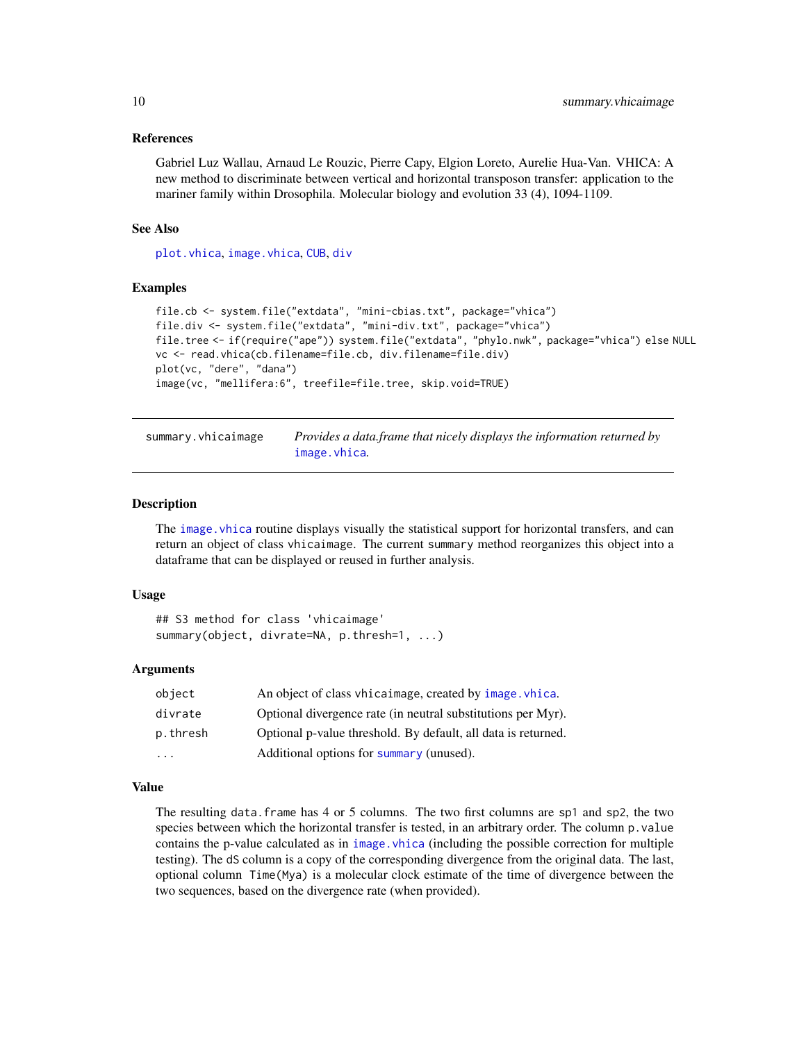### References

Gabriel Luz Wallau, Arnaud Le Rouzic, Pierre Capy, Elgion Loreto, Aurelie Hua-Van. VHICA: A new method to discriminate between vertical and horizontal transposon transfer: application to the mariner family within Drosophila. Molecular biology and evolution 33 (4), 1094-1109.

### See Also

`plot.vhica`, `image.vhica`, `CUB`, `div`

### Examples

```
file.cb <- system.file("extdata", "mini-cbias.txt", package="vhica")
file.div <- system.file("extdata", "mini-div.txt", package="vhica")
file.tree <- if(require("ape")) system.file("extdata", "phylo.nwk", package="vhica") else NULL
vc <- read.vhica(cb.filename=file.cb, div.filename=file.div)
plot(vc, "dere", "dana")
image(vc, "mellifera:6", treefile=file.tree, skip.void=TRUE)
```

---

## summary.vhicaimage — *Provides a data.frame that nicely displays the information returned by `image.vhica`.*

---

### Description

The `image.vhica` routine displays visually the statistical support for horizontal transfers, and can return an object of class `vhicaimage`. The current `summary` method reorganizes this object into a dataframe that can be displayed or reused in further analysis.

### Usage

```
## S3 method for class 'vhicaimage'
summary(object, divrate=NA, p.thresh=1, ...)
```

### Arguments

| | |
|---|---|
| `object` | An object of class `vhicaimage`, created by `image.vhica`. |
| `divrate` | Optional divergence rate (in neutral substitutions per Myr). |
| `p.thresh` | Optional p-value threshold. By default, all data is returned. |
| `...` | Additional options for `summary` (unused). |

### Value

The resulting `data.frame` has 4 or 5 columns. The two first columns are `sp1` and `sp2`, the two species between which the horizontal transfer is tested, in an arbitrary order. The column `p.value` contains the p-value calculated as in `image.vhica` (including the possible correction for multiple testing). The `dS` column is a copy of the corresponding divergence from the original data. The last, optional column `Time(Mya)` is a molecular clock estimate of the time of divergence between the two sequences, based on the divergence rate (when provided).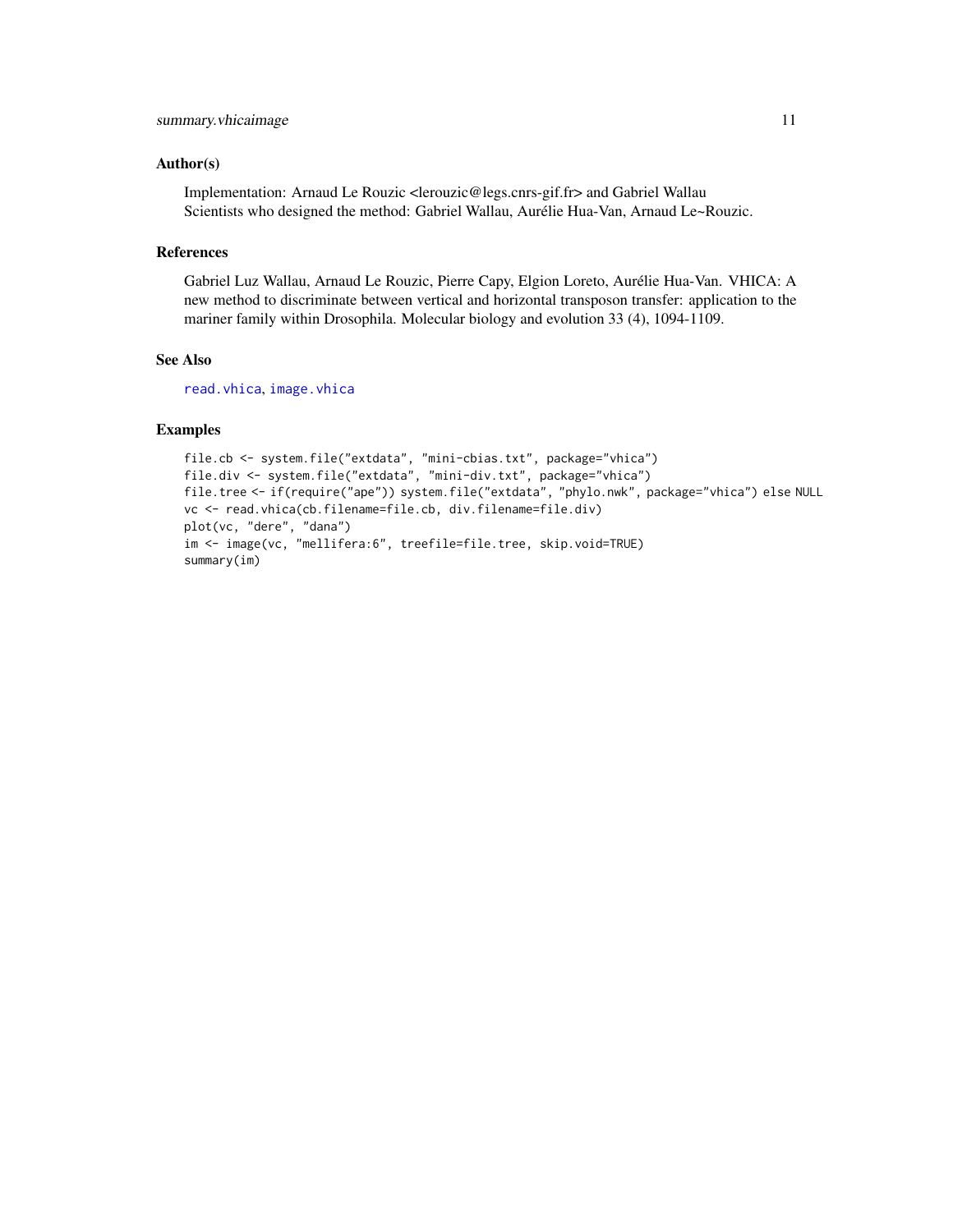## Author(s)

Implementation: Arnaud Le Rouzic <lerouzic@legs.cnrs-gif.fr> and Gabriel Wallau
Scientists who designed the method: Gabriel Wallau, Aurélie Hua-Van, Arnaud Le~Rouzic.

## References

Gabriel Luz Wallau, Arnaud Le Rouzic, Pierre Capy, Elgion Loreto, Aurélie Hua-Van. VHICA: A new method to discriminate between vertical and horizontal transposon transfer: application to the mariner family within Drosophila. Molecular biology and evolution 33 (4), 1094-1109.

## See Also

read.vhica, image.vhica

## Examples

```
file.cb <- system.file("extdata", "mini-cbias.txt", package="vhica")
file.div <- system.file("extdata", "mini-div.txt", package="vhica")
file.tree <- if(require("ape")) system.file("extdata", "phylo.nwk", package="vhica") else NULL
vc <- read.vhica(cb.filename=file.cb, div.filename=file.div)
plot(vc, "dere", "dana")
im <- image(vc, "mellifera:6", treefile=file.tree, skip.void=TRUE)
summary(im)
```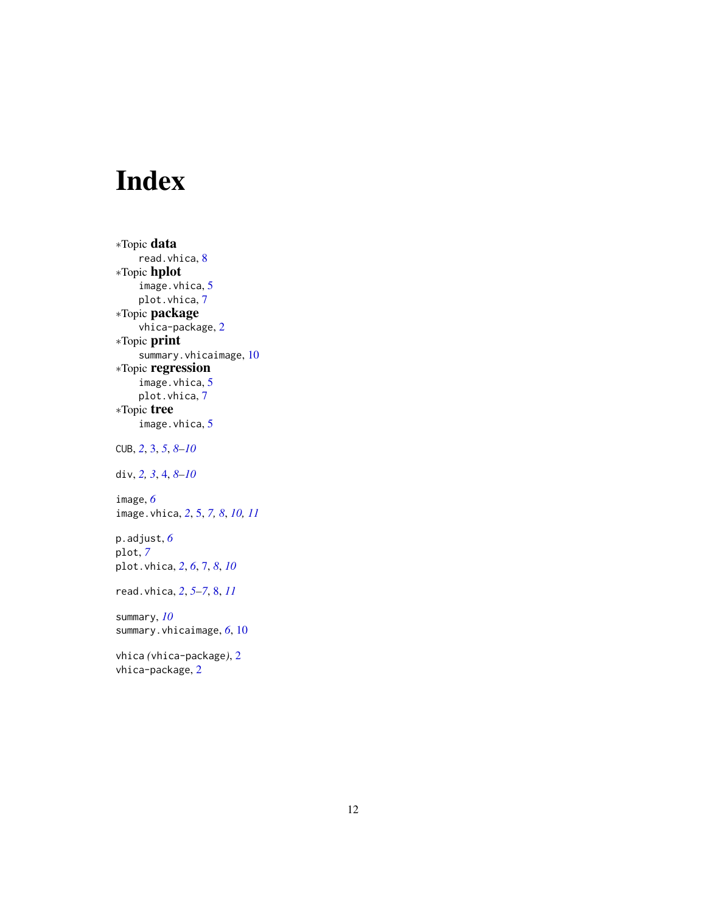# Index

∗Topic **data**
  read.vhica, 8

∗Topic **hplot**
  image.vhica, 5
  plot.vhica, 7

∗Topic **package**
  vhica-package, 2

∗Topic **print**
  summary.vhicaimage, 10

∗Topic **regression**
  image.vhica, 5
  plot.vhica, 7

∗Topic **tree**
  image.vhica, 5

CUB, *2*, 3, *5*, *8–10*

div, *2, 3*, 4, *8–10*

image, *6*
image.vhica, *2*, 5, *7, 8*, *10, 11*

p.adjust, *6*
plot, *7*
plot.vhica, *2*, *6*, 7, *8*, *10*

read.vhica, *2*, *5–7*, 8, *11*

summary, *10*
summary.vhicaimage, *6*, 10

vhica *(*vhica-package*)*, 2
vhica-package, 2